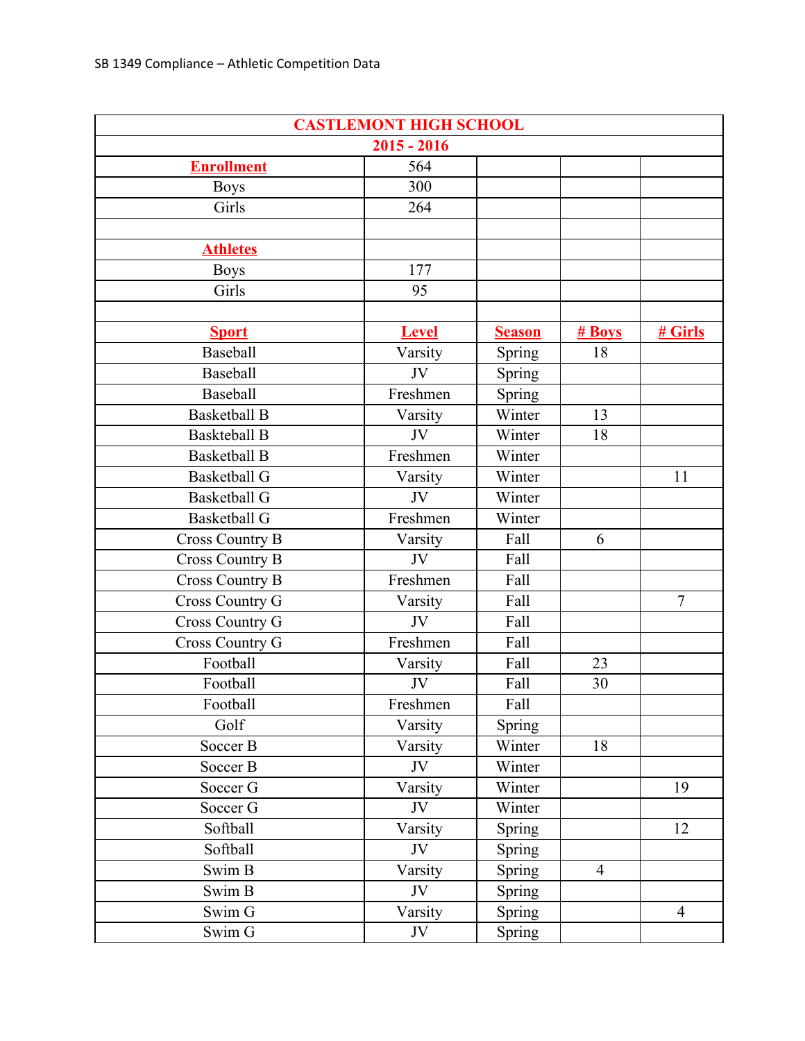SB 1349 Compliance – Athletic Competition Data

| CASTLEMONT HIGH SCHOOL | | | | |
|---|---|---|---|---|
| 2015 - 2016 | | | | |
| **Enrollment** | 564 | | | |
| Boys | 300 | | | |
| Girls | 264 | | | |
| | | | | |
| **Athletes** | | | | |
| Boys | 177 | | | |
| Girls | 95 | | | |
| | | | | |
| **Sport** | **Level** | **Season** | **# Boys** | **# Girls** |
| Baseball | Varsity | Spring | 18 | |
| Baseball | JV | Spring | | |
| Baseball | Freshmen | Spring | | |
| Basketball B | Varsity | Winter | 13 | |
| Baskteball B | JV | Winter | 18 | |
| Basketball B | Freshmen | Winter | | |
| Basketball G | Varsity | Winter | | 11 |
| Basketball G | JV | Winter | | |
| Basketball G | Freshmen | Winter | | |
| Cross Country B | Varsity | Fall | 6 | |
| Cross Country B | JV | Fall | | |
| Cross Country B | Freshmen | Fall | | |
| Cross Country G | Varsity | Fall | | 7 |
| Cross Country G | JV | Fall | | |
| Cross Country G | Freshmen | Fall | | |
| Football | Varsity | Fall | 23 | |
| Football | JV | Fall | 30 | |
| Football | Freshmen | Fall | | |
| Golf | Varsity | Spring | | |
| Soccer B | Varsity | Winter | 18 | |
| Soccer B | JV | Winter | | |
| Soccer G | Varsity | Winter | | 19 |
| Soccer G | JV | Winter | | |
| Softball | Varsity | Spring | | 12 |
| Softball | JV | Spring | | |
| Swim B | Varsity | Spring | 4 | |
| Swim B | JV | Spring | | |
| Swim G | Varsity | Spring | | 4 |
| Swim G | JV | Spring | | |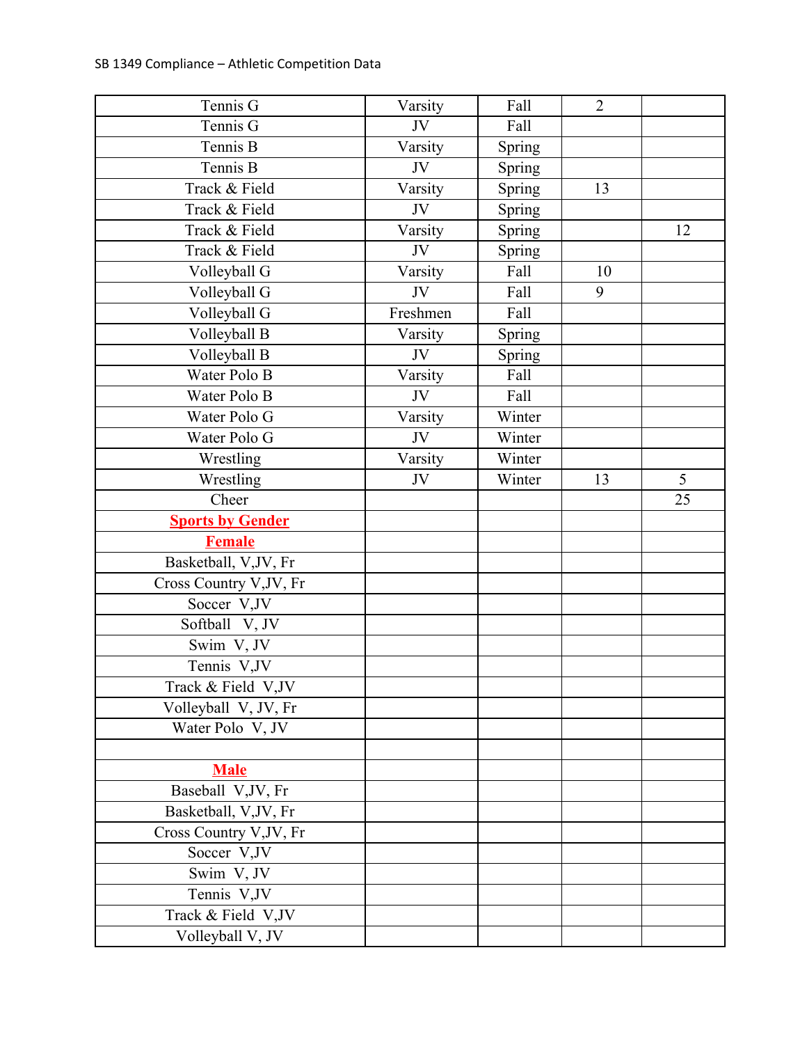SB 1349 Compliance – Athletic Competition Data

| | | | | |
|---|---|---|---|---|
| Tennis G | Varsity | Fall | 2 | |
| Tennis G | JV | Fall | | |
| Tennis B | Varsity | Spring | | |
| Tennis B | JV | Spring | | |
| Track & Field | Varsity | Spring | 13 | |
| Track & Field | JV | Spring | | |
| Track & Field | Varsity | Spring | | 12 |
| Track & Field | JV | Spring | | |
| Volleyball G | Varsity | Fall | 10 | |
| Volleyball G | JV | Fall | 9 | |
| Volleyball G | Freshmen | Fall | | |
| Volleyball B | Varsity | Spring | | |
| Volleyball B | JV | Spring | | |
| Water Polo B | Varsity | Fall | | |
| Water Polo B | JV | Fall | | |
| Water Polo G | Varsity | Winter | | |
| Water Polo G | JV | Winter | | |
| Wrestling | Varsity | Winter | | |
| Wrestling | JV | Winter | 13 | 5 |
| Cheer | | | | 25 |
| **Sports by Gender** | | | | |
| **Female** | | | | |
| Basketball, V,JV, Fr | | | | |
| Cross Country V,JV, Fr | | | | |
| Soccer V,JV | | | | |
| Softball V, JV | | | | |
| Swim V, JV | | | | |
| Tennis V,JV | | | | |
| Track & Field V,JV | | | | |
| Volleyball V, JV, Fr | | | | |
| Water Polo V, JV | | | | |
| | | | | |
| **Male** | | | | |
| Baseball V,JV, Fr | | | | |
| Basketball, V,JV, Fr | | | | |
| Cross Country V,JV, Fr | | | | |
| Soccer V,JV | | | | |
| Swim V, JV | | | | |
| Tennis V,JV | | | | |
| Track & Field V,JV | | | | |
| Volleyball V, JV | | | | |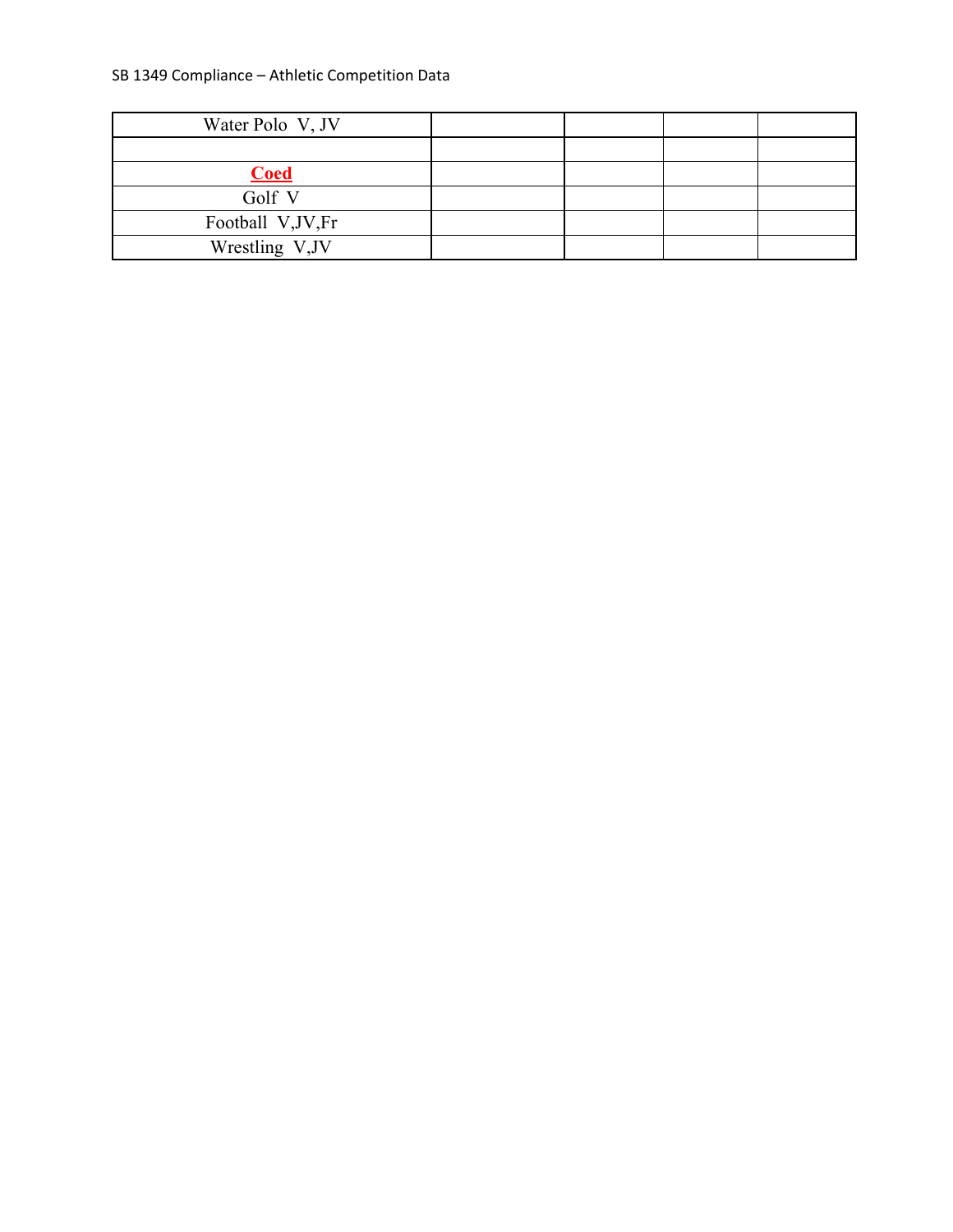SB 1349 Compliance – Athletic Competition Data

| | | | | |
|---|---|---|---|---|
| Water Polo V, JV | | | | |
| | | | | |
| **Coed** | | | | |
| Golf V | | | | |
| Football V,JV,Fr | | | | |
| Wrestling V,JV | | | | |